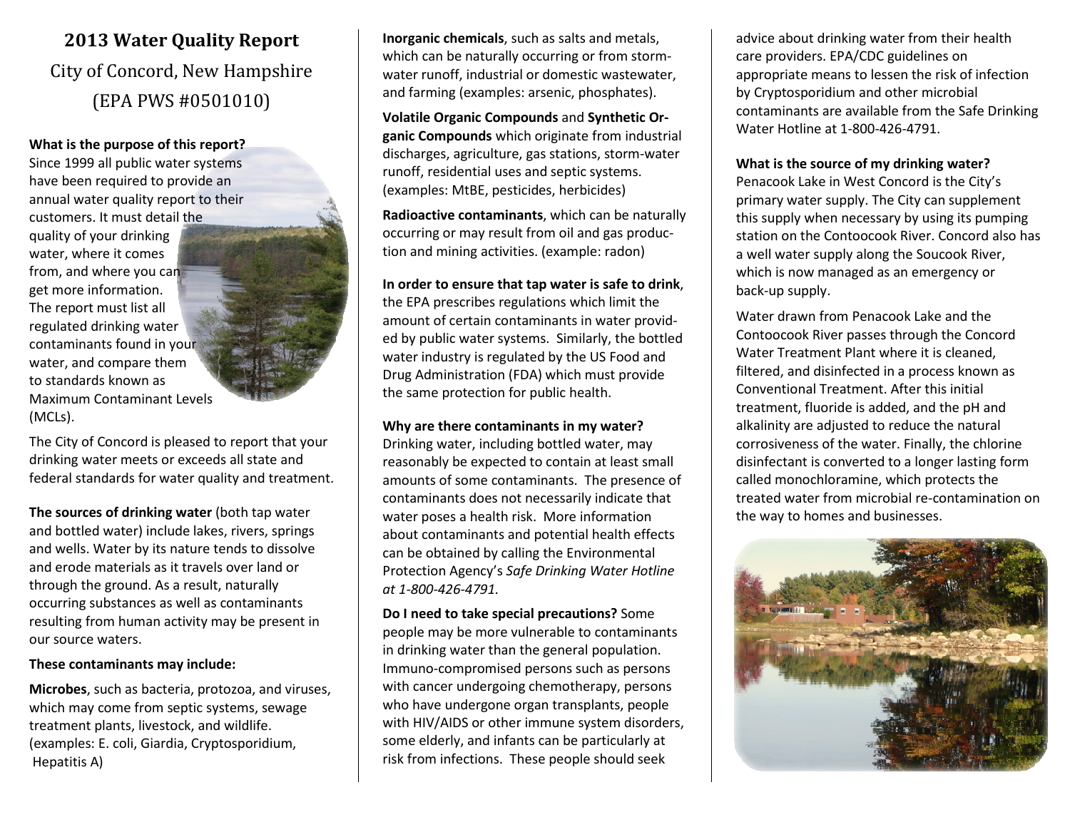# 2013 Water Quality Report

## City of Concord, New Hampshire (EPA PWS #0501010)

**What is the purpose of this report?** Since 1999 all public water systems have been required to provide an annual water quality report to their customers. It must detail the quality of your drinking water, where it comes from, and where you can get more information. The report must list all regulated drinking water contaminants found in your water, and compare them to standards known as Maximum Contaminant Levels (MCLs).

The City of Concord is pleased to report that your drinking water meets or exceeds all state and federal standards for water quality and treatment.

**The sources of drinking water** (both tap water and bottled water) include lakes, rivers, springs and wells. Water by its nature tends to dissolve and erode materials as it travels over land or through the ground. As a result, naturally occurring substances as well as contaminants resulting from human activity may be present in our source waters.

**These contaminants may include:**

**Microbes**, such as bacteria, protozoa, and viruses, which may come from septic systems, sewage treatment plants, livestock, and wildlife. (examples: E. coli, Giardia, Cryptosporidium, Hepatitis A)

**Inorganic chemicals**, such as salts and metals, which can be naturally occurring or from storm-water runoff, industrial or domestic wastewater, and farming (examples: arsenic, phosphates).

**Volatile Organic Compounds** and **Synthetic Organic Compounds** which originate from industrial discharges, agriculture, gas stations, storm-water runoff, residential uses and septic systems. (examples: MtBE, pesticides, herbicides)

**Radioactive contaminants**, which can be naturally occurring or may result from oil and gas production and mining activities. (example: radon)

**In order to ensure that tap water is safe to drink**, the EPA prescribes regulations which limit the amount of certain contaminants in water provided by public water systems. Similarly, the bottled water industry is regulated by the US Food and Drug Administration (FDA) which must provide the same protection for public health.

**Why are there contaminants in my water?** Drinking water, including bottled water, may reasonably be expected to contain at least small amounts of some contaminants. The presence of contaminants does not necessarily indicate that water poses a health risk. More information about contaminants and potential health effects can be obtained by calling the Environmental Protection Agency's *Safe Drinking Water Hotline at 1-800-426-4791.*

**Do I need to take special precautions?** Some people may be more vulnerable to contaminants in drinking water than the general population. Immuno-compromised persons such as persons with cancer undergoing chemotherapy, persons who have undergone organ transplants, people with HIV/AIDS or other immune system disorders, some elderly, and infants can be particularly at risk from infections. These people should seek advice about drinking water from their health care providers. EPA/CDC guidelines on appropriate means to lessen the risk of infection by Cryptosporidium and other microbial contaminants are available from the Safe Drinking Water Hotline at 1-800-426-4791.

**What is the source of my drinking water?** Penacook Lake in West Concord is the City's primary water supply. The City can supplement this supply when necessary by using its pumping station on the Contoocook River. Concord also has a well water supply along the Soucook River, which is now managed as an emergency or back-up supply.

Water drawn from Penacook Lake and the Contoocook River passes through the Concord Water Treatment Plant where it is cleaned, filtered, and disinfected in a process known as Conventional Treatment. After this initial treatment, fluoride is added, and the pH and alkalinity are adjusted to reduce the natural corrosiveness of the water. Finally, the chlorine disinfectant is converted to a longer lasting form called monochloramine, which protects the treated water from microbial re-contamination on the way to homes and businesses.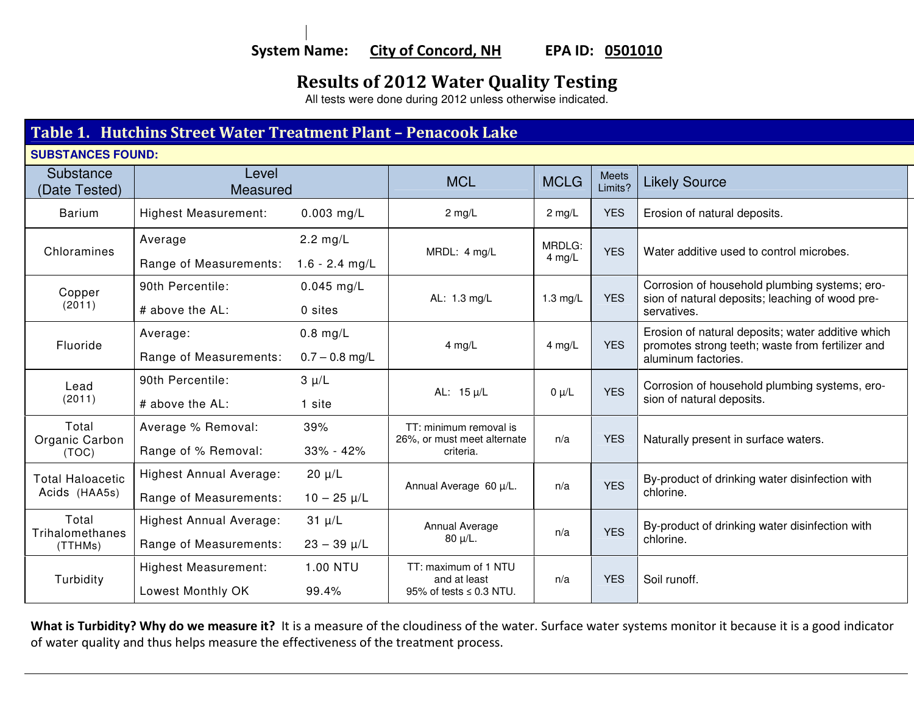**System Name: City of Concord, NH    EPA ID: 0501010**

# Results of 2012 Water Quality Testing

All tests were done during 2012 unless otherwise indicated.

## Table 1. Hutchins Street Water Treatment Plant – Penacook Lake

**SUBSTANCES FOUND:**

| Substance (Date Tested) | Level Measured | | MCL | MCLG | Meets Limits? | Likely Source |
|---|---|---|---|---|---|---|
| Barium | Highest Measurement: | 0.003 mg/L | 2 mg/L | 2 mg/L | YES | Erosion of natural deposits. |
| Chloramines | Average<br>Range of Measurements: | 2.2 mg/L<br>1.6 - 2.4 mg/L | MRDL: 4 mg/L | MRDLG: 4 mg/L | YES | Water additive used to control microbes. |
| Copper (2011) | 90th Percentile:<br># above the AL: | 0.045 mg/L<br>0 sites | AL: 1.3 mg/L | 1.3 mg/L | YES | Corrosion of household plumbing systems; erosion of natural deposits; leaching of wood preservatives. |
| Fluoride | Average:<br>Range of Measurements: | 0.8 mg/L<br>0.7 – 0.8 mg/L | 4 mg/L | 4 mg/L | YES | Erosion of natural deposits; water additive which promotes strong teeth; waste from fertilizer and aluminum factories. |
| Lead (2011) | 90th Percentile:<br># above the AL: | 3 µ/L<br>1 site | AL: 15 µ/L | 0 µ/L | YES | Corrosion of household plumbing systems, erosion of natural deposits. |
| Total Organic Carbon (TOC) | Average % Removal:<br>Range of % Removal: | 39%<br>33% - 42% | TT: minimum removal is 26%, or must meet alternate criteria. | n/a | YES | Naturally present in surface waters. |
| Total Haloacetic Acids (HAA5s) | Highest Annual Average:<br>Range of Measurements: | 20 µ/L<br>10 – 25 µ/L | Annual Average 60 µ/L. | n/a | YES | By-product of drinking water disinfection with chlorine. |
| Total Trihalomethanes (TTHMs) | Highest Annual Average:<br>Range of Measurements: | 31 µ/L<br>23 – 39 µ/L | Annual Average 80 µ/L. | n/a | YES | By-product of drinking water disinfection with chlorine. |
| Turbidity | Highest Measurement:<br>Lowest Monthly OK | 1.00 NTU<br>99.4% | TT: maximum of 1 NTU and at least 95% of tests ≤ 0.3 NTU. | n/a | YES | Soil runoff. |

**What is Turbidity? Why do we measure it?** It is a measure of the cloudiness of the water. Surface water systems monitor it because it is a good indicator of water quality and thus helps measure the effectiveness of the treatment process.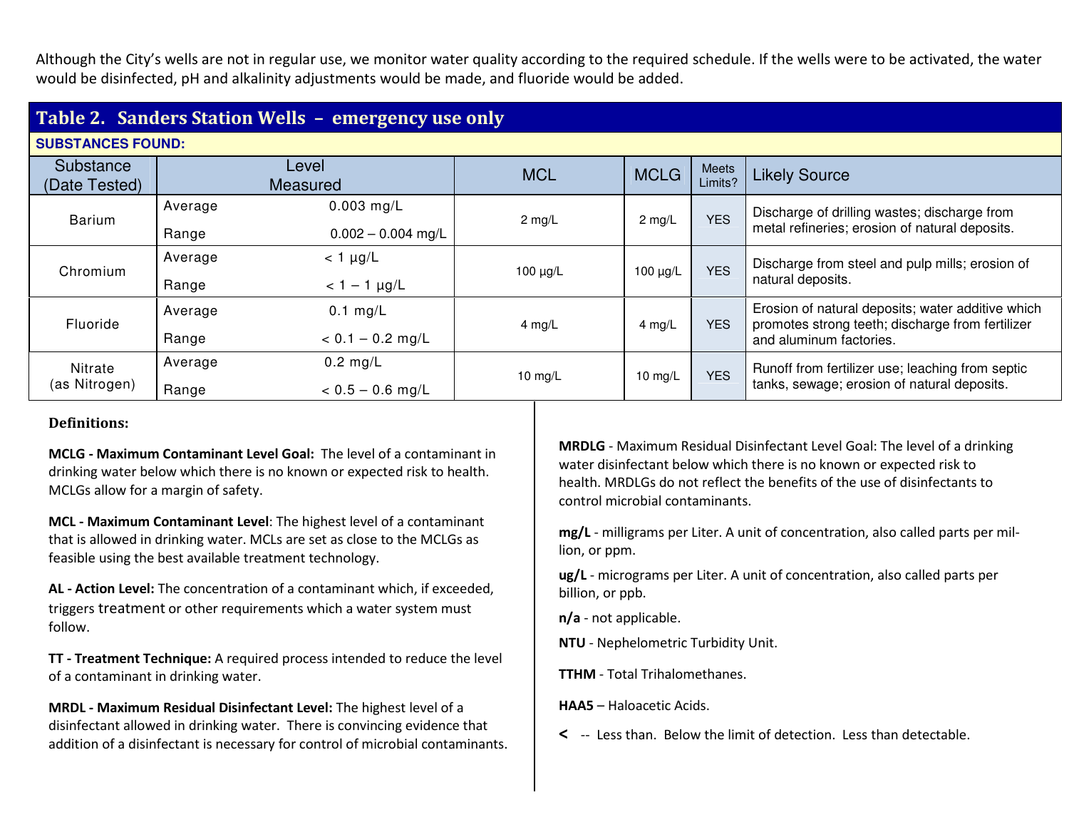Although the City's wells are not in regular use, we monitor water quality according to the required schedule. If the wells were to be activated, the water would be disinfected, pH and alkalinity adjustments would be made, and fluoride would be added.

## Table 2. Sanders Station Wells – emergency use only

**SUBSTANCES FOUND:**

| Substance (Date Tested) | Level Measured | | MCL | MCLG | Meets Limits? | Likely Source |
|---|---|---|---|---|---|---|
| Barium | Average | 0.003 mg/L | 2 mg/L | 2 mg/L | YES | Discharge of drilling wastes; discharge from metal refineries; erosion of natural deposits. |
| | Range | 0.002 – 0.004 mg/L | | | | |
| Chromium | Average | < 1 µg/L | 100 µg/L | 100 µg/L | YES | Discharge from steel and pulp mills; erosion of natural deposits. |
| | Range | < 1 – 1 µg/L | | | | |
| Fluoride | Average | 0.1 mg/L | 4 mg/L | 4 mg/L | YES | Erosion of natural deposits; water additive which promotes strong teeth; discharge from fertilizer and aluminum factories. |
| | Range | < 0.1 – 0.2 mg/L | | | | |
| Nitrate (as Nitrogen) | Average | 0.2 mg/L | 10 mg/L | 10 mg/L | YES | Runoff from fertilizer use; leaching from septic tanks, sewage; erosion of natural deposits. |
| | Range | < 0.5 – 0.6 mg/L | | | | |

**Definitions:**

**MCLG - Maximum Contaminant Level Goal:** The level of a contaminant in drinking water below which there is no known or expected risk to health. MCLGs allow for a margin of safety.

**MCL - Maximum Contaminant Level**: The highest level of a contaminant that is allowed in drinking water. MCLs are set as close to the MCLGs as feasible using the best available treatment technology.

**AL - Action Level:** The concentration of a contaminant which, if exceeded, triggers treatment or other requirements which a water system must follow.

**TT - Treatment Technique:** A required process intended to reduce the level of a contaminant in drinking water.

**MRDL - Maximum Residual Disinfectant Level:** The highest level of a disinfectant allowed in drinking water. There is convincing evidence that addition of a disinfectant is necessary for control of microbial contaminants.

**MRDLG** - Maximum Residual Disinfectant Level Goal: The level of a drinking water disinfectant below which there is no known or expected risk to health. MRDLGs do not reflect the benefits of the use of disinfectants to control microbial contaminants.

**mg/L** - milligrams per Liter. A unit of concentration, also called parts per million, or ppm.

**ug/L** - micrograms per Liter. A unit of concentration, also called parts per billion, or ppb.

**n/a** - not applicable.

**NTU** - Nephelometric Turbidity Unit.

**TTHM** - Total Trihalomethanes.

**HAA5** – Haloacetic Acids.

**<** -- Less than. Below the limit of detection. Less than detectable.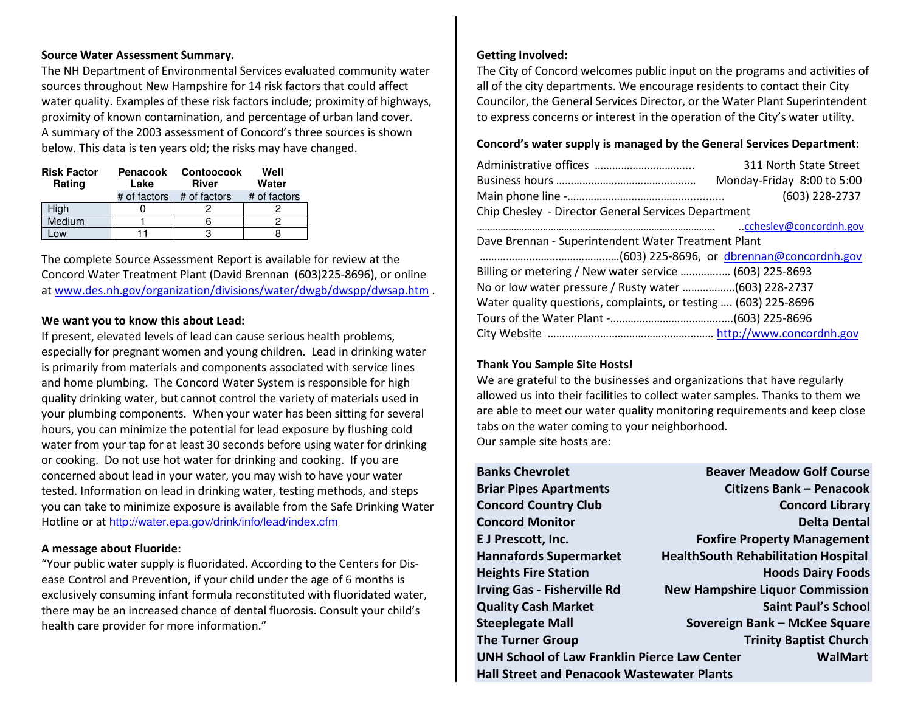**Source Water Assessment Summary.**

The NH Department of Environmental Services evaluated community water sources throughout New Hampshire for 14 risk factors that could affect water quality. Examples of these risk factors include; proximity of highways, proximity of known contamination, and percentage of urban land cover. A summary of the 2003 assessment of Concord's three sources is shown below. This data is ten years old; the risks may have changed.

| Risk Factor Rating | Penacook Lake | Contoocook River | Well Water |
|---|---|---|---|
| | # of factors | # of factors | # of factors |
| High | 0 | 2 | 2 |
| Medium | 1 | 6 | 2 |
| Low | 11 | 3 | 8 |

The complete Source Assessment Report is available for review at the Concord Water Treatment Plant (David Brennan (603)225-8696), or online at www.des.nh.gov/organization/divisions/water/dwgb/dwspp/dwsap.htm .

**We want you to know this about Lead:**

If present, elevated levels of lead can cause serious health problems, especially for pregnant women and young children. Lead in drinking water is primarily from materials and components associated with service lines and home plumbing. The Concord Water System is responsible for high quality drinking water, but cannot control the variety of materials used in your plumbing components. When your water has been sitting for several hours, you can minimize the potential for lead exposure by flushing cold water from your tap for at least 30 seconds before using water for drinking or cooking. Do not use hot water for drinking and cooking. If you are concerned about lead in your water, you may wish to have your water tested. Information on lead in drinking water, testing methods, and steps you can take to minimize exposure is available from the Safe Drinking Water Hotline or at http://water.epa.gov/drink/info/lead/index.cfm

**A message about Fluoride:**

"Your public water supply is fluoridated. According to the Centers for Disease Control and Prevention, if your child under the age of 6 months is exclusively consuming infant formula reconstituted with fluoridated water, there may be an increased chance of dental fluorosis. Consult your child's health care provider for more information."

**Getting Involved:**

The City of Concord welcomes public input on the programs and activities of all of the city departments. We encourage residents to contact their City Councilor, the General Services Director, or the Water Plant Superintendent to express concerns or interest in the operation of the City's water utility.

**Concord's water supply is managed by the General Services Department:**

Administrative offices ................................ 311 North State Street
Business hours .............................................. Monday-Friday 8:00 to 5:00
Main phone line -............................................. (603) 228-2737
Chip Chesley - Director General Services Department
.......................................................................................... ..cchesley@concordnh.gov
Dave Brennan - Superintendent Water Treatment Plant
..............................................(603) 225-8696, or dbrennan@concordnh.gov
Billing or metering / New water service ................ (603) 225-8693
No or low water pressure / Rusty water .................(603) 228-2737
Water quality questions, complaints, or testing .... (603) 225-8696
Tours of the Water Plant -.........................................(603) 225-8696
City Website ........................................................ http://www.concordnh.gov

**Thank You Sample Site Hosts!**

We are grateful to the businesses and organizations that have regularly allowed us into their facilities to collect water samples. Thanks to them we are able to meet our water quality monitoring requirements and keep close tabs on the water coming to your neighborhood.
Our sample site hosts are:

**Banks Chevrolet** | **Beaver Meadow Golf Course**
**Briar Pipes Apartments** | **Citizens Bank – Penacook**
**Concord Country Club** | **Concord Library**
**Concord Monitor** | **Delta Dental**
**E J Prescott, Inc.** | **Foxfire Property Management**
**Hannafords Supermarket** | **HealthSouth Rehabilitation Hospital**
**Heights Fire Station** | **Hoods Dairy Foods**
**Irving Gas - Fisherville Rd** | **New Hampshire Liquor Commission**
**Quality Cash Market** | **Saint Paul's School**
**Steeplegate Mall** | **Sovereign Bank – McKee Square**
**The Turner Group** | **Trinity Baptist Church**
**UNH School of Law Franklin Pierce Law Center** | **WalMart**
**Hall Street and Penacook Wastewater Plants**